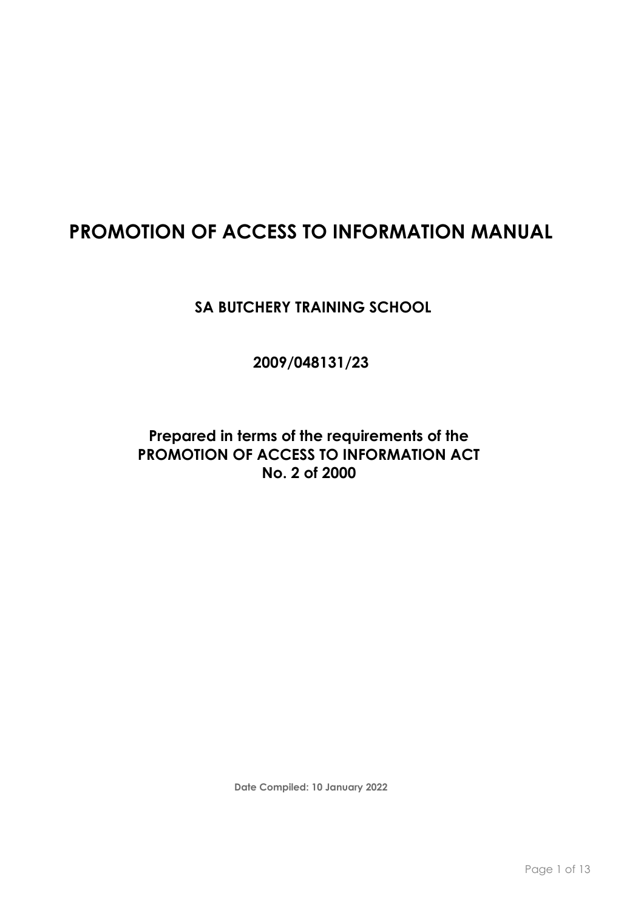# PROMOTION OF ACCESS TO INFORMATION MANUAL

## SA BUTCHERY TRAINING SCHOOL

## 2009/048131/23

## Prepared in terms of the requirements of the PROMOTION OF ACCESS TO INFORMATION ACT No. 2 of 2000

**Date Compiled: 10 January 2022**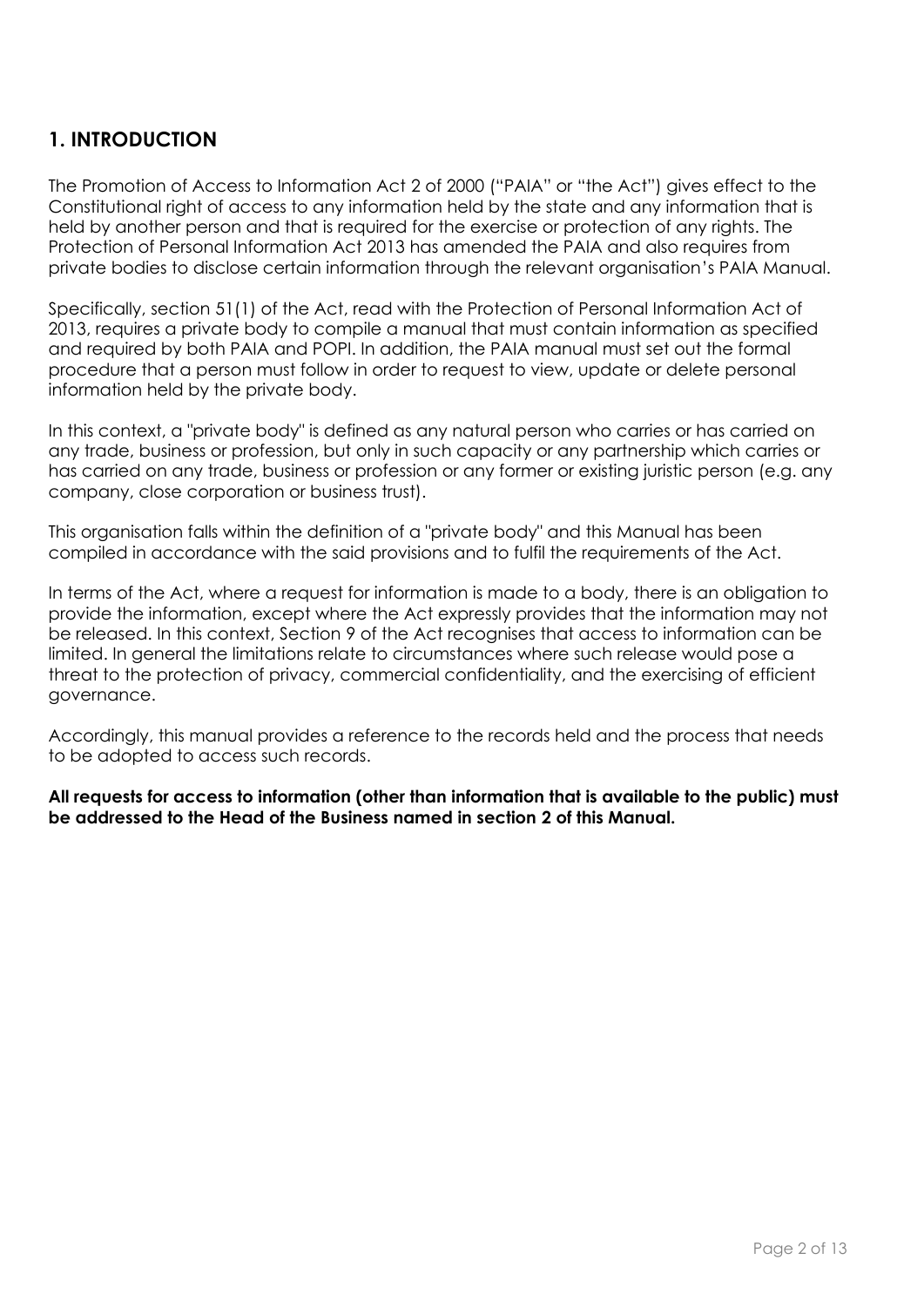## 1. INTRODUCTION

The Promotion of Access to Information Act 2 of 2000 ("PAIA" or "the Act") gives effect to the Constitutional right of access to any information held by the state and any information that is held by another person and that is required for the exercise or protection of any rights. The Protection of Personal Information Act 2013 has amended the PAIA and also requires from private bodies to disclose certain information through the relevant organisation's PAIA Manual.

Specifically, section 51(1) of the Act, read with the Protection of Personal Information Act of 2013, requires a private body to compile a manual that must contain information as specified and required by both PAIA and POPI. In addition, the PAIA manual must set out the formal procedure that a person must follow in order to request to view, update or delete personal information held by the private body.

In this context, a "private body" is defined as any natural person who carries or has carried on any trade, business or profession, but only in such capacity or any partnership which carries or has carried on any trade, business or profession or any former or existing juristic person (e.g. any company, close corporation or business trust).

This organisation falls within the definition of a "private body" and this Manual has been compiled in accordance with the said provisions and to fulfil the requirements of the Act.

In terms of the Act, where a request for information is made to a body, there is an obligation to provide the information, except where the Act expressly provides that the information may not be released. In this context, Section 9 of the Act recognises that access to information can be limited. In general the limitations relate to circumstances where such release would pose a threat to the protection of privacy, commercial confidentiality, and the exercising of efficient governance.

Accordingly, this manual provides a reference to the records held and the process that needs to be adopted to access such records.

**All requests for access to information (other than information that is available to the public) must be addressed to the Head of the Business named in section 2 of this Manual.**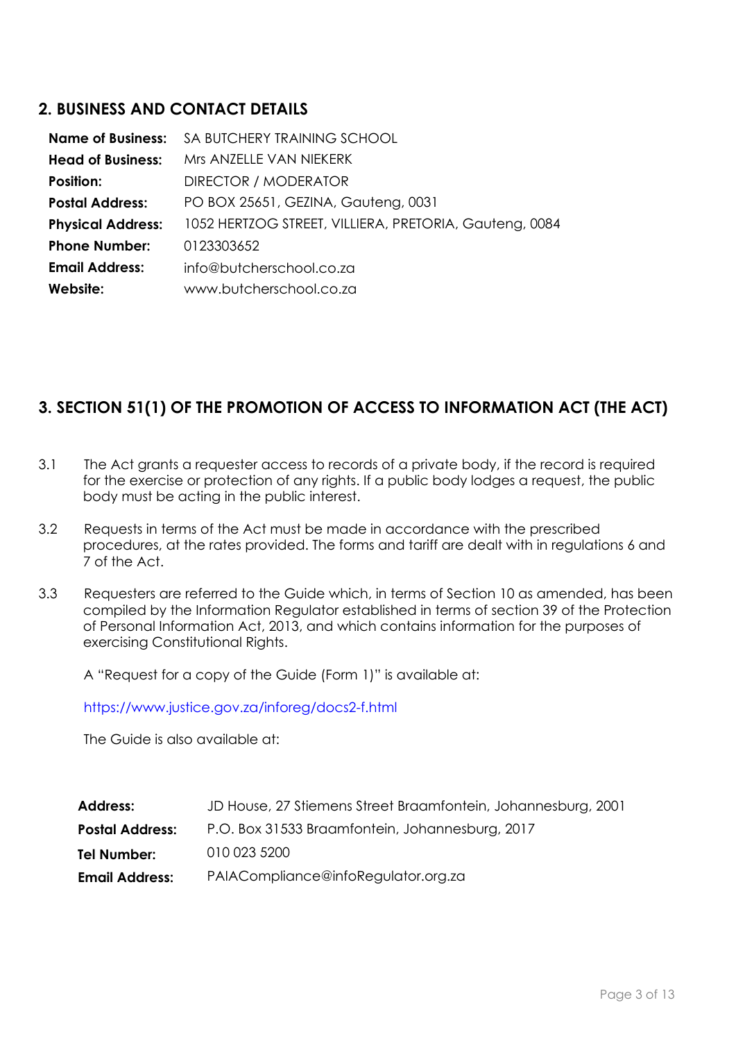## 2. BUSINESS AND CONTACT DETAILS

| | |
|---|---|
| **Name of Business:** | SA BUTCHERY TRAINING SCHOOL |
| **Head of Business:** | Mrs ANZELLE VAN NIEKERK |
| **Position:** | DIRECTOR / MODERATOR |
| **Postal Address:** | PO BOX 25651, GEZINA, Gauteng, 0031 |
| **Physical Address:** | 1052 HERTZOG STREET, VILLIERA, PRETORIA, Gauteng, 0084 |
| **Phone Number:** | 0123303652 |
| **Email Address:** | info@butcherschool.co.za |
| **Website:** | www.butcherschool.co.za |

## 3. SECTION 51(1) OF THE PROMOTION OF ACCESS TO INFORMATION ACT (THE ACT)

3.1 The Act grants a requester access to records of a private body, if the record is required for the exercise or protection of any rights. If a public body lodges a request, the public body must be acting in the public interest.

3.2 Requests in terms of the Act must be made in accordance with the prescribed procedures, at the rates provided. The forms and tariff are dealt with in regulations 6 and 7 of the Act.

3.3 Requesters are referred to the Guide which, in terms of Section 10 as amended, has been compiled by the Information Regulator established in terms of section 39 of the Protection of Personal Information Act, 2013, and which contains information for the purposes of exercising Constitutional Rights.

A "Request for a copy of the Guide (Form 1)" is available at:

https://www.justice.gov.za/inforeg/docs2-f.html

The Guide is also available at:

| | |
|---|---|
| **Address:** | JD House, 27 Stiemens Street Braamfontein, Johannesburg, 2001 |
| **Postal Address:** | P.O. Box 31533 Braamfontein, Johannesburg, 2017 |
| **Tel Number:** | 010 023 5200 |
| **Email Address:** | PAIACompliance@infoRegulator.org.za |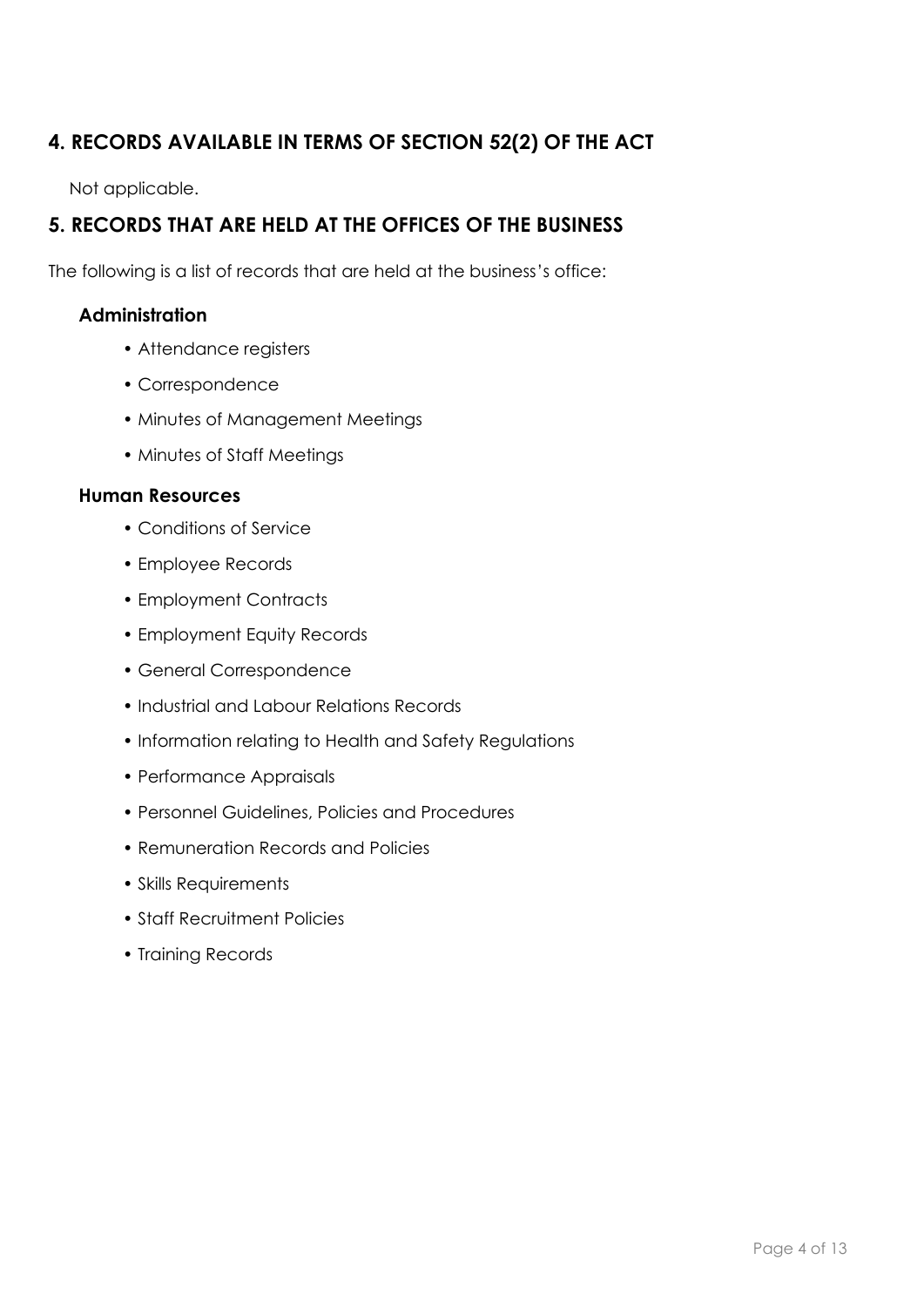## 4. RECORDS AVAILABLE IN TERMS OF SECTION 52(2) OF THE ACT

Not applicable.

## 5. RECORDS THAT ARE HELD AT THE OFFICES OF THE BUSINESS

The following is a list of records that are held at the business's office:

### Administration

- Attendance registers
- Correspondence
- Minutes of Management Meetings
- Minutes of Staff Meetings

### Human Resources

- Conditions of Service
- Employee Records
- Employment Contracts
- Employment Equity Records
- General Correspondence
- Industrial and Labour Relations Records
- Information relating to Health and Safety Regulations
- Performance Appraisals
- Personnel Guidelines, Policies and Procedures
- Remuneration Records and Policies
- Skills Requirements
- Staff Recruitment Policies
- Training Records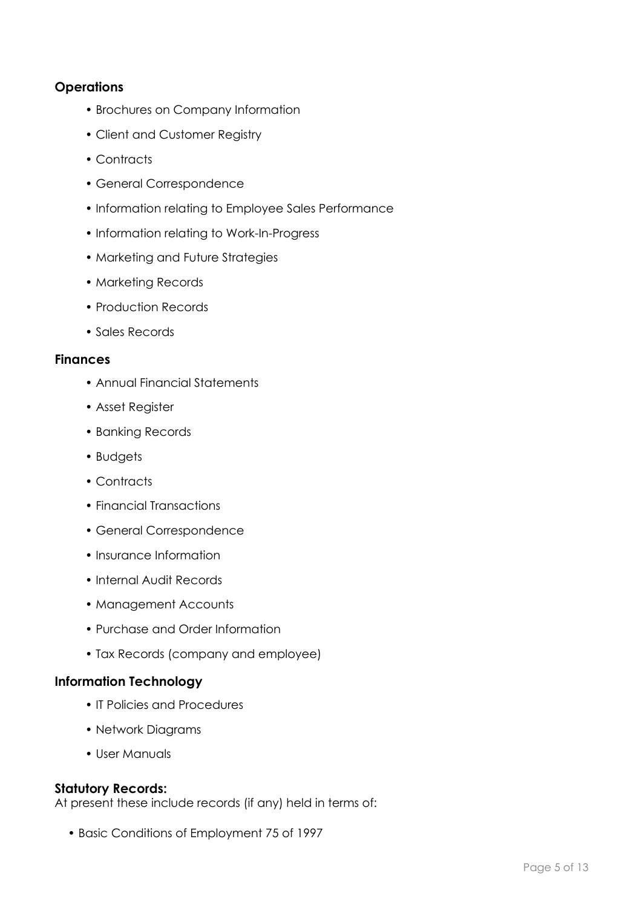**Operations**

- Brochures on Company Information
- Client and Customer Registry
- Contracts
- General Correspondence
- Information relating to Employee Sales Performance
- Information relating to Work-In-Progress
- Marketing and Future Strategies
- Marketing Records
- Production Records
- Sales Records

**Finances**

- Annual Financial Statements
- Asset Register
- Banking Records
- Budgets
- Contracts
- Financial Transactions
- General Correspondence
- Insurance Information
- Internal Audit Records
- Management Accounts
- Purchase and Order Information
- Tax Records (company and employee)

**Information Technology**

- IT Policies and Procedures
- Network Diagrams
- User Manuals

**Statutory Records:**
At present these include records (if any) held in terms of:

- Basic Conditions of Employment 75 of 1997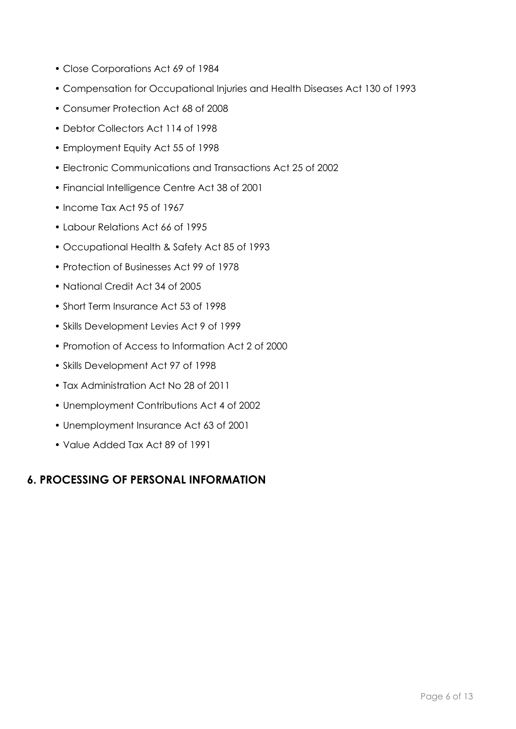- Close Corporations Act 69 of 1984
- Compensation for Occupational Injuries and Health Diseases Act 130 of 1993
- Consumer Protection Act 68 of 2008
- Debtor Collectors Act 114 of 1998
- Employment Equity Act 55 of 1998
- Electronic Communications and Transactions Act 25 of 2002
- Financial Intelligence Centre Act 38 of 2001
- Income Tax Act 95 of 1967
- Labour Relations Act 66 of 1995
- Occupational Health & Safety Act 85 of 1993
- Protection of Businesses Act 99 of 1978
- National Credit Act 34 of 2005
- Short Term Insurance Act 53 of 1998
- Skills Development Levies Act 9 of 1999
- Promotion of Access to Information Act 2 of 2000
- Skills Development Act 97 of 1998
- Tax Administration Act No 28 of 2011
- Unemployment Contributions Act 4 of 2002
- Unemployment Insurance Act 63 of 2001
- Value Added Tax Act 89 of 1991

## 6. PROCESSING OF PERSONAL INFORMATION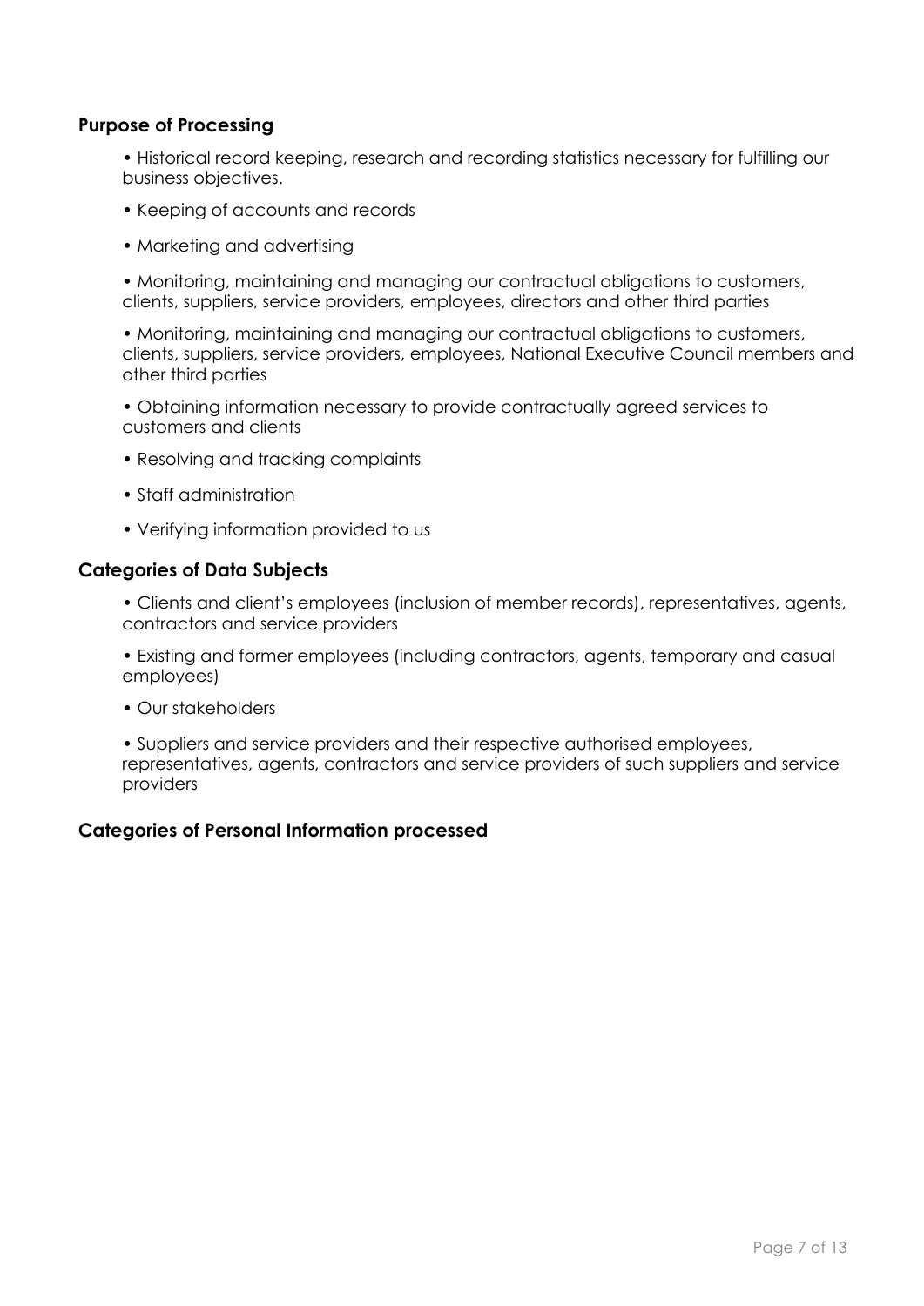## Purpose of Processing

- Historical record keeping, research and recording statistics necessary for fulfilling our business objectives.
- Keeping of accounts and records
- Marketing and advertising
- Monitoring, maintaining and managing our contractual obligations to customers, clients, suppliers, service providers, employees, directors and other third parties
- Monitoring, maintaining and managing our contractual obligations to customers, clients, suppliers, service providers, employees, National Executive Council members and other third parties
- Obtaining information necessary to provide contractually agreed services to customers and clients
- Resolving and tracking complaints
- Staff administration
- Verifying information provided to us

## Categories of Data Subjects

- Clients and client's employees (inclusion of member records), representatives, agents, contractors and service providers
- Existing and former employees (including contractors, agents, temporary and casual employees)
- Our stakeholders
- Suppliers and service providers and their respective authorised employees, representatives, agents, contractors and service providers of such suppliers and service providers

## Categories of Personal Information processed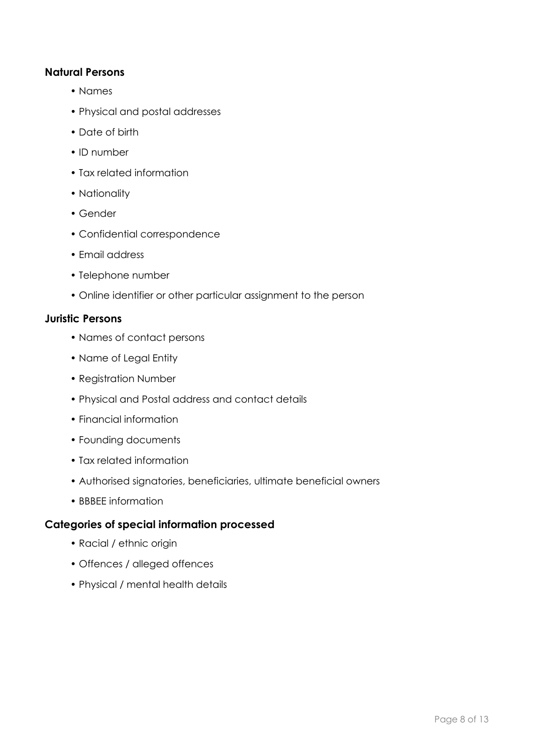### Natural Persons

- Names
- Physical and postal addresses
- Date of birth
- ID number
- Tax related information
- Nationality
- Gender
- Confidential correspondence
- Email address
- Telephone number
- Online identifier or other particular assignment to the person

### Juristic Persons

- Names of contact persons
- Name of Legal Entity
- Registration Number
- Physical and Postal address and contact details
- Financial information
- Founding documents
- Tax related information
- Authorised signatories, beneficiaries, ultimate beneficial owners
- BBBEE information

### Categories of special information processed

- Racial / ethnic origin
- Offences / alleged offences
- Physical / mental health details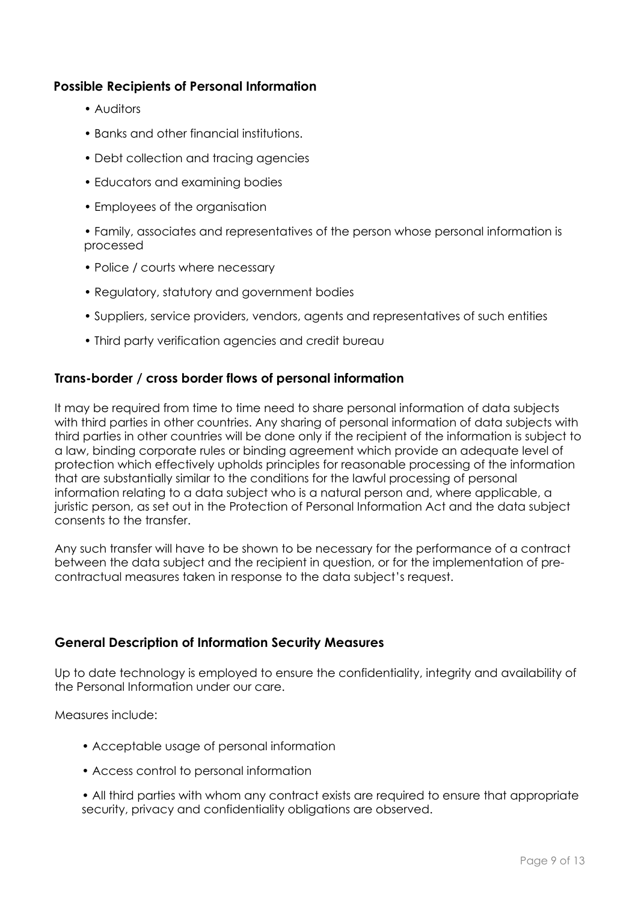### Possible Recipients of Personal Information

- Auditors
- Banks and other financial institutions.
- Debt collection and tracing agencies
- Educators and examining bodies
- Employees of the organisation
- Family, associates and representatives of the person whose personal information is processed
- Police / courts where necessary
- Regulatory, statutory and government bodies
- Suppliers, service providers, vendors, agents and representatives of such entities
- Third party verification agencies and credit bureau

### Trans-border / cross border flows of personal information

It may be required from time to time need to share personal information of data subjects with third parties in other countries. Any sharing of personal information of data subjects with third parties in other countries will be done only if the recipient of the information is subject to a law, binding corporate rules or binding agreement which provide an adequate level of protection which effectively upholds principles for reasonable processing of the information that are substantially similar to the conditions for the lawful processing of personal information relating to a data subject who is a natural person and, where applicable, a juristic person, as set out in the Protection of Personal Information Act and the data subject consents to the transfer.

Any such transfer will have to be shown to be necessary for the performance of a contract between the data subject and the recipient in question, or for the implementation of pre-contractual measures taken in response to the data subject's request.

### General Description of Information Security Measures

Up to date technology is employed to ensure the confidentiality, integrity and availability of the Personal Information under our care.

Measures include:

- Acceptable usage of personal information
- Access control to personal information
- All third parties with whom any contract exists are required to ensure that appropriate security, privacy and confidentiality obligations are observed.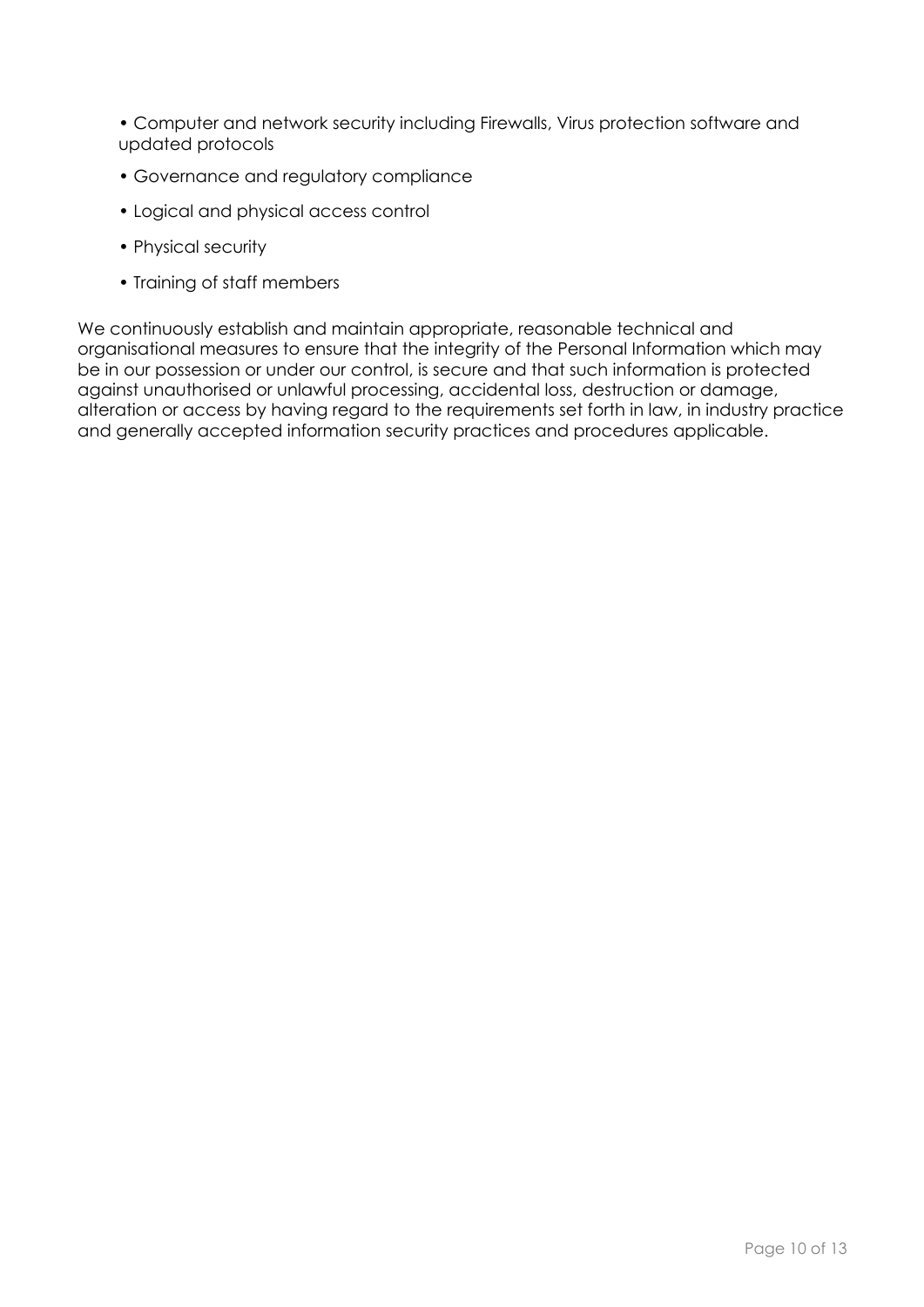- Computer and network security including Firewalls, Virus protection software and updated protocols
- Governance and regulatory compliance
- Logical and physical access control
- Physical security
- Training of staff members

We continuously establish and maintain appropriate, reasonable technical and organisational measures to ensure that the integrity of the Personal Information which may be in our possession or under our control, is secure and that such information is protected against unauthorised or unlawful processing, accidental loss, destruction or damage, alteration or access by having regard to the requirements set forth in law, in industry practice and generally accepted information security practices and procedures applicable.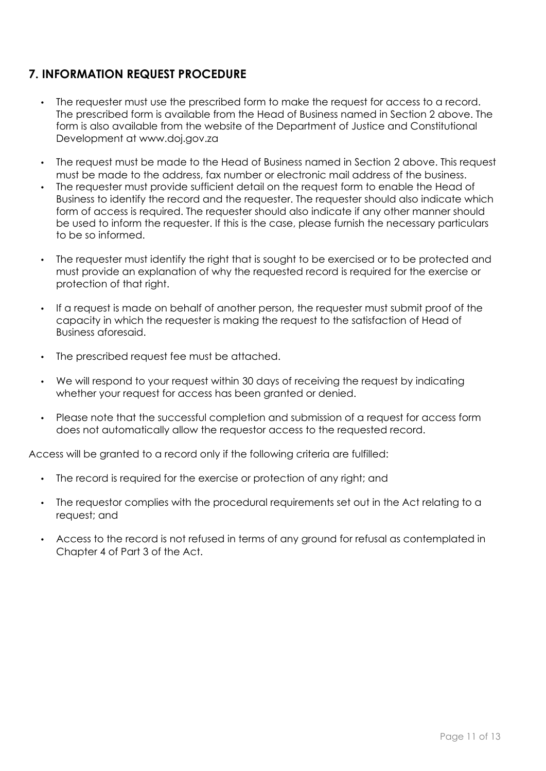## 7. INFORMATION REQUEST PROCEDURE

- The requester must use the prescribed form to make the request for access to a record. The prescribed form is available from the Head of Business named in Section 2 above. The form is also available from the website of the Department of Justice and Constitutional Development at www.doj.gov.za
- The request must be made to the Head of Business named in Section 2 above. This request must be made to the address, fax number or electronic mail address of the business.
- The requester must provide sufficient detail on the request form to enable the Head of Business to identify the record and the requester. The requester should also indicate which form of access is required. The requester should also indicate if any other manner should be used to inform the requester. If this is the case, please furnish the necessary particulars to be so informed.
- The requester must identify the right that is sought to be exercised or to be protected and must provide an explanation of why the requested record is required for the exercise or protection of that right.
- If a request is made on behalf of another person, the requester must submit proof of the capacity in which the requester is making the request to the satisfaction of Head of Business aforesaid.
- The prescribed request fee must be attached.
- We will respond to your request within 30 days of receiving the request by indicating whether your request for access has been granted or denied.
- Please note that the successful completion and submission of a request for access form does not automatically allow the requestor access to the requested record.

Access will be granted to a record only if the following criteria are fulfilled:

- The record is required for the exercise or protection of any right; and
- The requestor complies with the procedural requirements set out in the Act relating to a request; and
- Access to the record is not refused in terms of any ground for refusal as contemplated in Chapter 4 of Part 3 of the Act.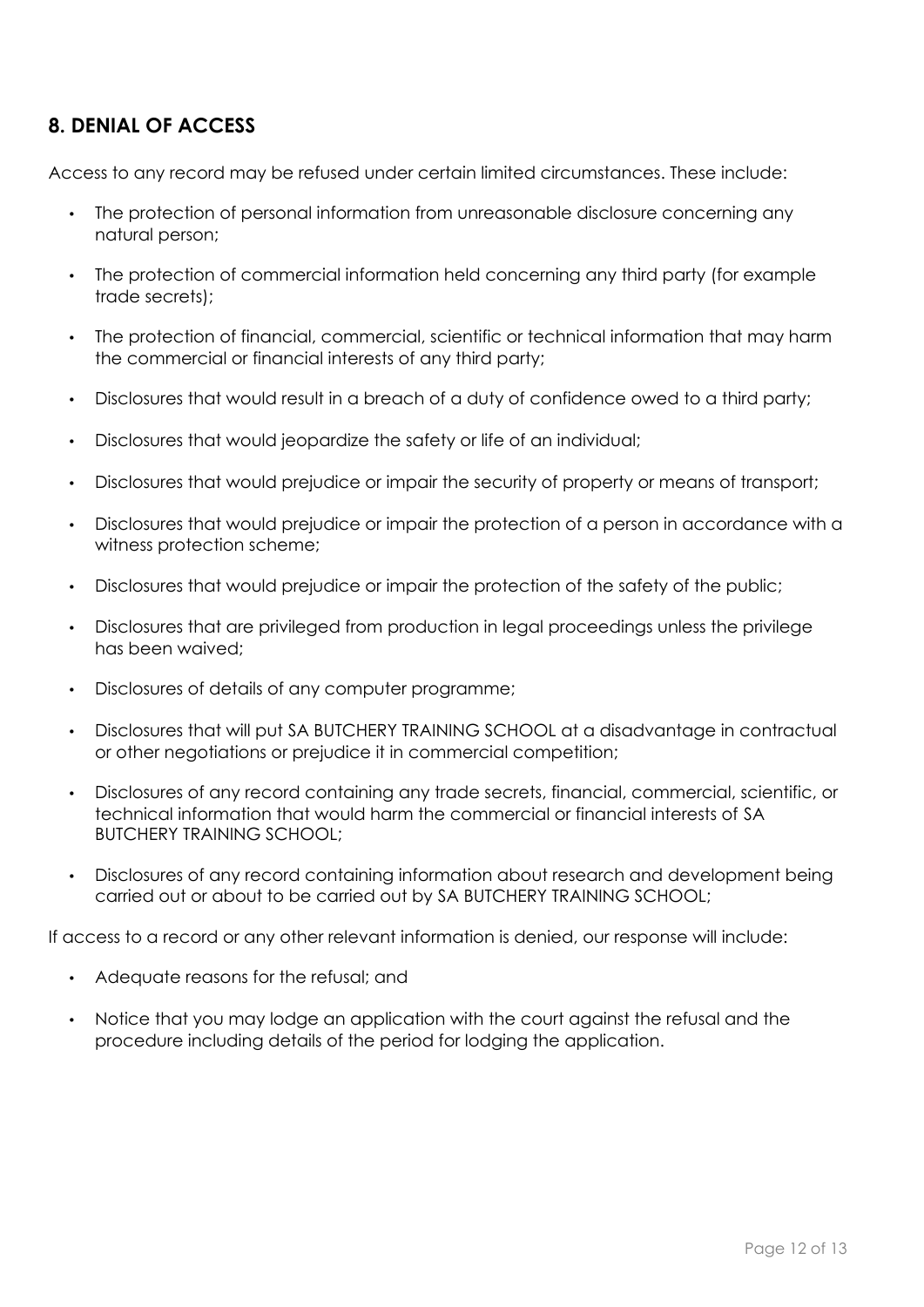## 8. DENIAL OF ACCESS

Access to any record may be refused under certain limited circumstances. These include:

- The protection of personal information from unreasonable disclosure concerning any natural person;
- The protection of commercial information held concerning any third party (for example trade secrets);
- The protection of financial, commercial, scientific or technical information that may harm the commercial or financial interests of any third party;
- Disclosures that would result in a breach of a duty of confidence owed to a third party;
- Disclosures that would jeopardize the safety or life of an individual;
- Disclosures that would prejudice or impair the security of property or means of transport;
- Disclosures that would prejudice or impair the protection of a person in accordance with a witness protection scheme;
- Disclosures that would prejudice or impair the protection of the safety of the public;
- Disclosures that are privileged from production in legal proceedings unless the privilege has been waived;
- Disclosures of details of any computer programme;
- Disclosures that will put SA BUTCHERY TRAINING SCHOOL at a disadvantage in contractual or other negotiations or prejudice it in commercial competition;
- Disclosures of any record containing any trade secrets, financial, commercial, scientific, or technical information that would harm the commercial or financial interests of SA BUTCHERY TRAINING SCHOOL;
- Disclosures of any record containing information about research and development being carried out or about to be carried out by SA BUTCHERY TRAINING SCHOOL;

If access to a record or any other relevant information is denied, our response will include:

- Adequate reasons for the refusal; and
- Notice that you may lodge an application with the court against the refusal and the procedure including details of the period for lodging the application.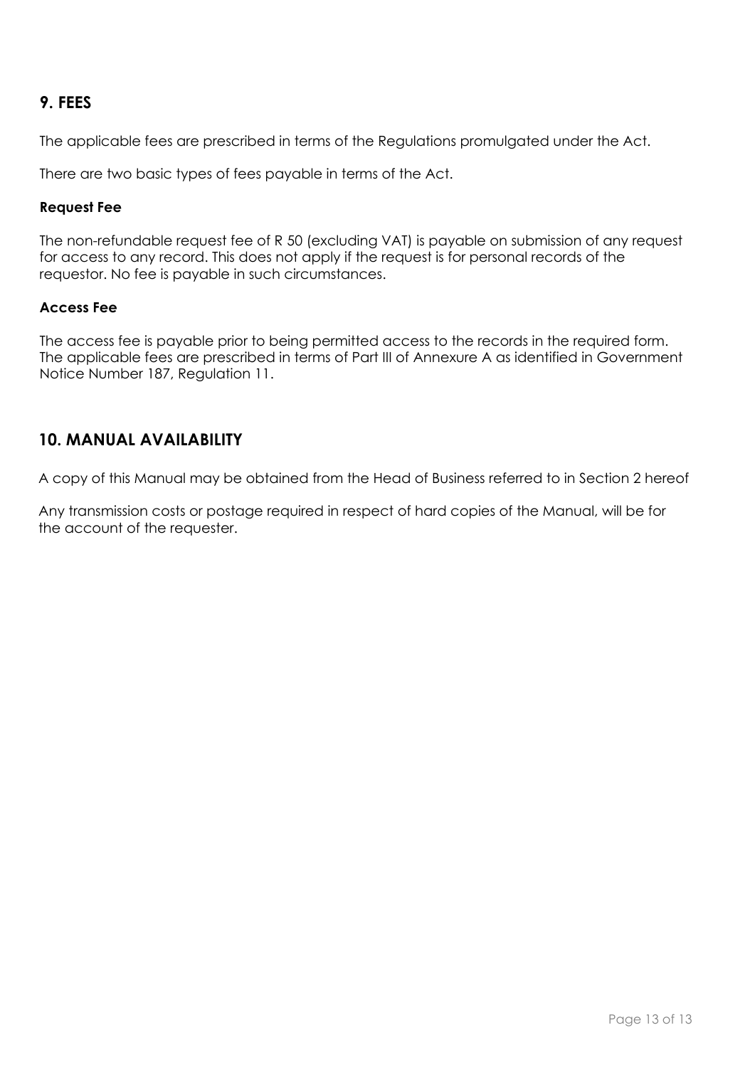## 9. FEES

The applicable fees are prescribed in terms of the Regulations promulgated under the Act.

There are two basic types of fees payable in terms of the Act.

### Request Fee

The non-refundable request fee of R 50 (excluding VAT) is payable on submission of any request for access to any record. This does not apply if the request is for personal records of the requestor. No fee is payable in such circumstances.

### Access Fee

The access fee is payable prior to being permitted access to the records in the required form. The applicable fees are prescribed in terms of Part III of Annexure A as identified in Government Notice Number 187, Regulation 11.

## 10. MANUAL AVAILABILITY

A copy of this Manual may be obtained from the Head of Business referred to in Section 2 hereof

Any transmission costs or postage required in respect of hard copies of the Manual, will be for the account of the requester.